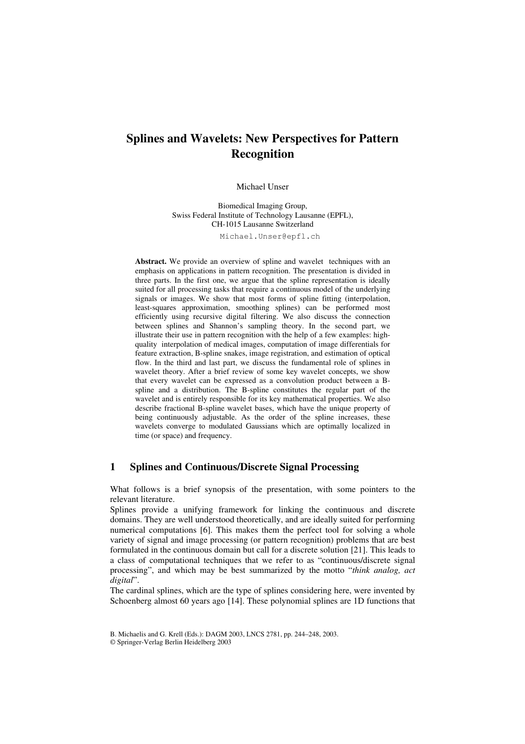# Splines and Wavelets: New Perspectives for Pattern Recognition

Michael Unser

Biomedical Imaging Group,
Swiss Federal Institute of Technology Lausanne (EPFL),
CH-1015 Lausanne Switzerland

Michael.Unser@epfl.ch

**Abstract.** We provide an overview of spline and wavelet techniques with an emphasis on applications in pattern recognition. The presentation is divided in three parts. In the first one, we argue that the spline representation is ideally suited for all processing tasks that require a continuous model of the underlying signals or images. We show that most forms of spline fitting (interpolation, least-squares approximation, smoothing splines) can be performed most efficiently using recursive digital filtering. We also discuss the connection between splines and Shannon's sampling theory. In the second part, we illustrate their use in pattern recognition with the help of a few examples: high-quality interpolation of medical images, computation of image differentials for feature extraction, B-spline snakes, image registration, and estimation of optical flow. In the third and last part, we discuss the fundamental role of splines in wavelet theory. After a brief review of some key wavelet concepts, we show that every wavelet can be expressed as a convolution product between a B-spline and a distribution. The B-spline constitutes the regular part of the wavelet and is entirely responsible for its key mathematical properties. We also describe fractional B-spline wavelet bases, which have the unique property of being continuously adjustable. As the order of the spline increases, these wavelets converge to modulated Gaussians which are optimally localized in time (or space) and frequency.

## 1 Splines and Continuous/Discrete Signal Processing

What follows is a brief synopsis of the presentation, with some pointers to the relevant literature.

Splines provide a unifying framework for linking the continuous and discrete domains. They are well understood theoretically, and are ideally suited for performing numerical computations [6]. This makes them the perfect tool for solving a whole variety of signal and image processing (or pattern recognition) problems that are best formulated in the continuous domain but call for a discrete solution [21]. This leads to a class of computational techniques that we refer to as "continuous/discrete signal processing", and which may be best summarized by the motto "*think analog, act digital*".

The cardinal splines, which are the type of splines considering here, were invented by Schoenberg almost 60 years ago [14]. These polynomial splines are 1D functions that

B. Michaelis and G. Krell (Eds.): DAGM 2003, LNCS 2781, pp. 244–248, 2003.
© Springer-Verlag Berlin Heidelberg 2003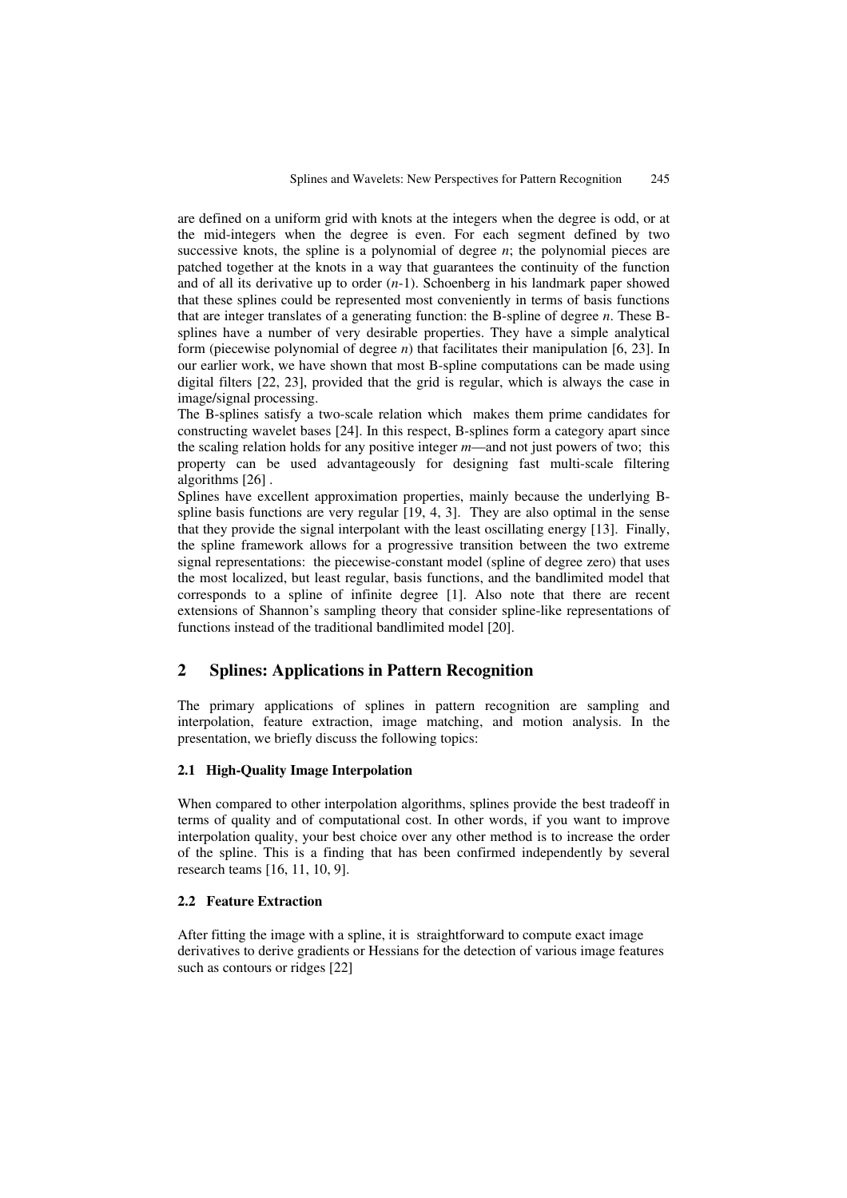are defined on a uniform grid with knots at the integers when the degree is odd, or at the mid-integers when the degree is even. For each segment defined by two successive knots, the spline is a polynomial of degree $n$; the polynomial pieces are patched together at the knots in a way that guarantees the continuity of the function and of all its derivative up to order ($n$-1). Schoenberg in his landmark paper showed that these splines could be represented most conveniently in terms of basis functions that are integer translates of a generating function: the B-spline of degree $n$. These B-splines have a number of very desirable properties. They have a simple analytical form (piecewise polynomial of degree $n$) that facilitates their manipulation [6, 23]. In our earlier work, we have shown that most B-spline computations can be made using digital filters [22, 23], provided that the grid is regular, which is always the case in image/signal processing.

The B-splines satisfy a two-scale relation which makes them prime candidates for constructing wavelet bases [24]. In this respect, B-splines form a category apart since the scaling relation holds for any positive integer $m$—and not just powers of two; this property can be used advantageously for designing fast multi-scale filtering algorithms [26] .

Splines have excellent approximation properties, mainly because the underlying B-spline basis functions are very regular [19, 4, 3]. They are also optimal in the sense that they provide the signal interpolant with the least oscillating energy [13]. Finally, the spline framework allows for a progressive transition between the two extreme signal representations: the piecewise-constant model (spline of degree zero) that uses the most localized, but least regular, basis functions, and the bandlimited model that corresponds to a spline of infinite degree [1]. Also note that there are recent extensions of Shannon's sampling theory that consider spline-like representations of functions instead of the traditional bandlimited model [20].

## 2 Splines: Applications in Pattern Recognition

The primary applications of splines in pattern recognition are sampling and interpolation, feature extraction, image matching, and motion analysis. In the presentation, we briefly discuss the following topics:

### 2.1 High-Quality Image Interpolation

When compared to other interpolation algorithms, splines provide the best tradeoff in terms of quality and of computational cost. In other words, if you want to improve interpolation quality, your best choice over any other method is to increase the order of the spline. This is a finding that has been confirmed independently by several research teams [16, 11, 10, 9].

### 2.2 Feature Extraction

After fitting the image with a spline, it is straightforward to compute exact image derivatives to derive gradients or Hessians for the detection of various image features such as contours or ridges [22]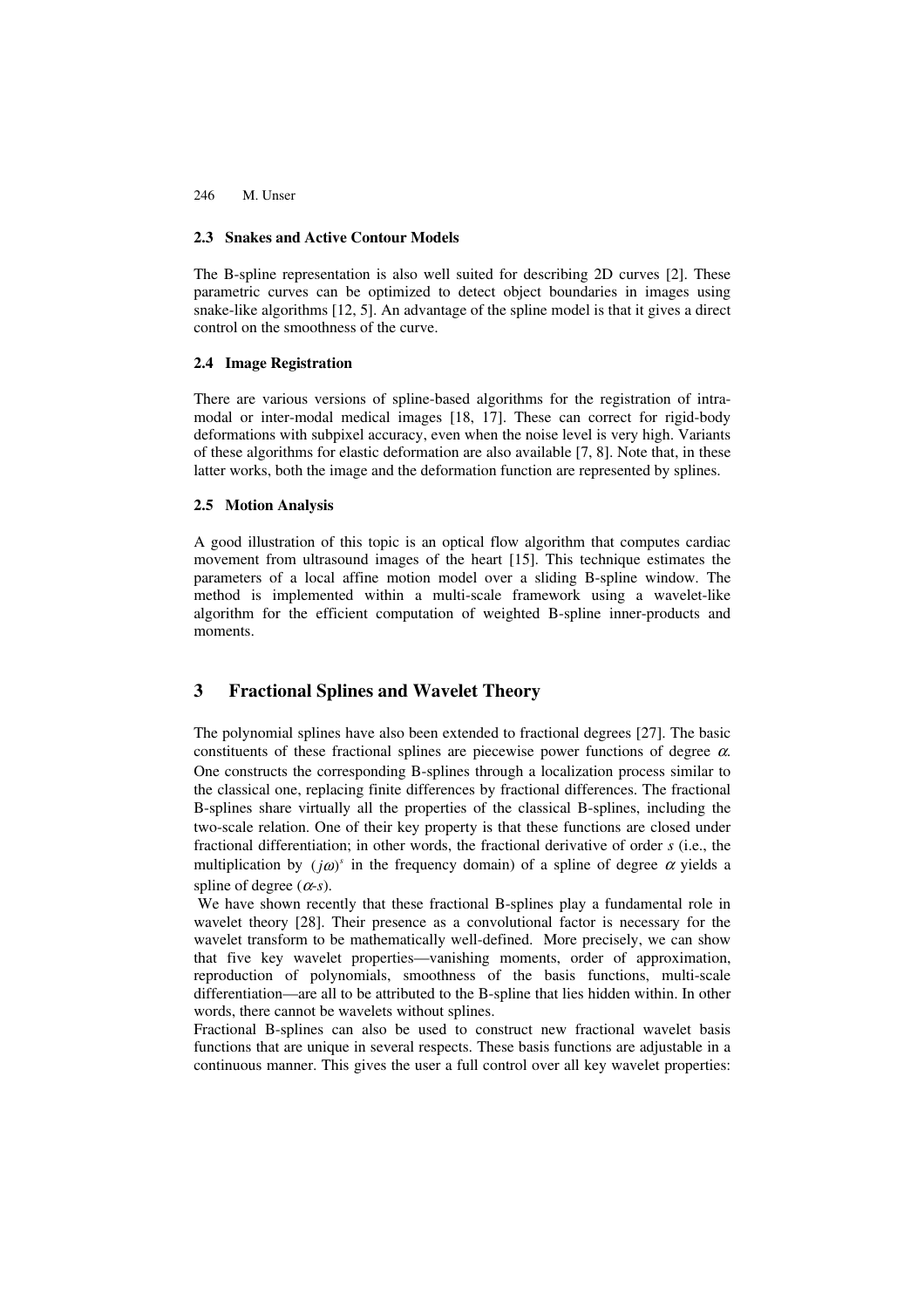### 2.3 Snakes and Active Contour Models

The B-spline representation is also well suited for describing 2D curves [2]. These parametric curves can be optimized to detect object boundaries in images using snake-like algorithms [12, 5]. An advantage of the spline model is that it gives a direct control on the smoothness of the curve.

### 2.4 Image Registration

There are various versions of spline-based algorithms for the registration of intra-modal or inter-modal medical images [18, 17]. These can correct for rigid-body deformations with subpixel accuracy, even when the noise level is very high. Variants of these algorithms for elastic deformation are also available [7, 8]. Note that, in these latter works, both the image and the deformation function are represented by splines.

### 2.5 Motion Analysis

A good illustration of this topic is an optical flow algorithm that computes cardiac movement from ultrasound images of the heart [15]. This technique estimates the parameters of a local affine motion model over a sliding B-spline window. The method is implemented within a multi-scale framework using a wavelet-like algorithm for the efficient computation of weighted B-spline inner-products and moments.

## 3 Fractional Splines and Wavelet Theory

The polynomial splines have also been extended to fractional degrees [27]. The basic constituents of these fractional splines are piecewise power functions of degree $\alpha$. One constructs the corresponding B-splines through a localization process similar to the classical one, replacing finite differences by fractional differences. The fractional B-splines share virtually all the properties of the classical B-splines, including the two-scale relation. One of their key property is that these functions are closed under fractional differentiation; in other words, the fractional derivative of order $s$ (i.e., the multiplication by $(j\omega)^s$ in the frequency domain) of a spline of degree $\alpha$ yields a spline of degree ($\alpha$-$s$).

We have shown recently that these fractional B-splines play a fundamental role in wavelet theory [28]. Their presence as a convolutional factor is necessary for the wavelet transform to be mathematically well-defined. More precisely, we can show that five key wavelet properties—vanishing moments, order of approximation, reproduction of polynomials, smoothness of the basis functions, multi-scale differentiation—are all to be attributed to the B-spline that lies hidden within. In other words, there cannot be wavelets without splines.

Fractional B-splines can also be used to construct new fractional wavelet basis functions that are unique in several respects. These basis functions are adjustable in a continuous manner. This gives the user a full control over all key wavelet properties: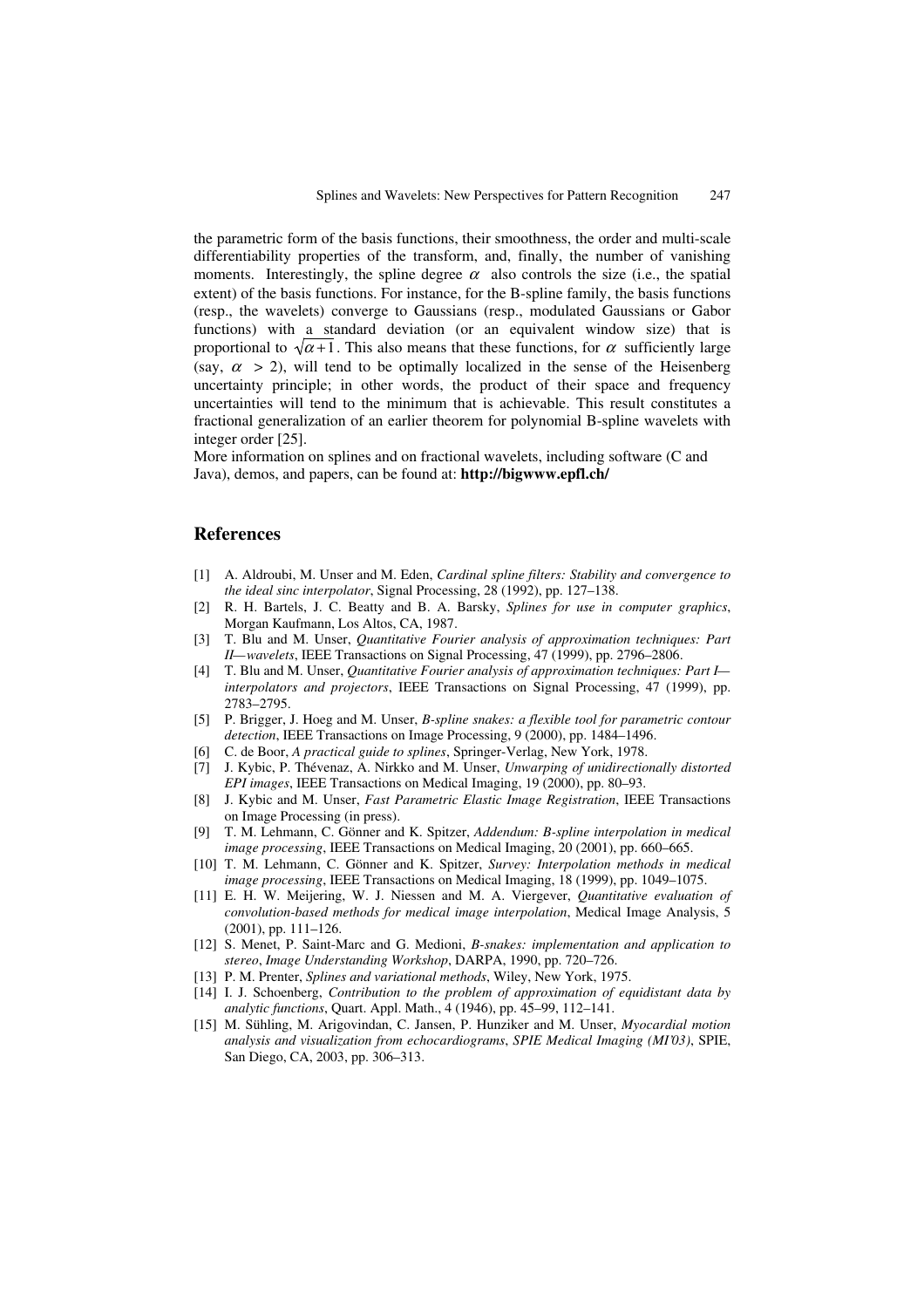the parametric form of the basis functions, their smoothness, the order and multi-scale differentiability properties of the transform, and, finally, the number of vanishing moments. Interestingly, the spline degree $\alpha$ also controls the size (i.e., the spatial extent) of the basis functions. For instance, for the B-spline family, the basis functions (resp., the wavelets) converge to Gaussians (resp., modulated Gaussians or Gabor functions) with a standard deviation (or an equivalent window size) that is proportional to $\sqrt{\alpha+1}$. This also means that these functions, for $\alpha$ sufficiently large (say, $\alpha > 2$), will tend to be optimally localized in the sense of the Heisenberg uncertainty principle; in other words, the product of their space and frequency uncertainties will tend to the minimum that is achievable. This result constitutes a fractional generalization of an earlier theorem for polynomial B-spline wavelets with integer order [25].

More information on splines and on fractional wavelets, including software (C and Java), demos, and papers, can be found at: **http://bigwww.epfl.ch/**

## References

[1] A. Aldroubi, M. Unser and M. Eden, *Cardinal spline filters: Stability and convergence to the ideal sinc interpolator*, Signal Processing, 28 (1992), pp. 127–138.

[2] R. H. Bartels, J. C. Beatty and B. A. Barsky, *Splines for use in computer graphics*, Morgan Kaufmann, Los Altos, CA, 1987.

[3] T. Blu and M. Unser, *Quantitative Fourier analysis of approximation techniques: Part II—wavelets*, IEEE Transactions on Signal Processing, 47 (1999), pp. 2796–2806.

[4] T. Blu and M. Unser, *Quantitative Fourier analysis of approximation techniques: Part I—interpolators and projectors*, IEEE Transactions on Signal Processing, 47 (1999), pp. 2783–2795.

[5] P. Brigger, J. Hoeg and M. Unser, *B-spline snakes: a flexible tool for parametric contour detection*, IEEE Transactions on Image Processing, 9 (2000), pp. 1484–1496.

[6] C. de Boor, *A practical guide to splines*, Springer-Verlag, New York, 1978.

[7] J. Kybic, P. Thévenaz, A. Nirkko and M. Unser, *Unwarping of unidirectionally distorted EPI images*, IEEE Transactions on Medical Imaging, 19 (2000), pp. 80–93.

[8] J. Kybic and M. Unser, *Fast Parametric Elastic Image Registration*, IEEE Transactions on Image Processing (in press).

[9] T. M. Lehmann, C. Gönner and K. Spitzer, *Addendum: B-spline interpolation in medical image processing*, IEEE Transactions on Medical Imaging, 20 (2001), pp. 660–665.

[10] T. M. Lehmann, C. Gönner and K. Spitzer, *Survey: Interpolation methods in medical image processing*, IEEE Transactions on Medical Imaging, 18 (1999), pp. 1049–1075.

[11] E. H. W. Meijering, W. J. Niessen and M. A. Viergever, *Quantitative evaluation of convolution-based methods for medical image interpolation*, Medical Image Analysis, 5 (2001), pp. 111–126.

[12] S. Menet, P. Saint-Marc and G. Medioni, *B-snakes: implementation and application to stereo*, *Image Understanding Workshop*, DARPA, 1990, pp. 720–726.

[13] P. M. Prenter, *Splines and variational methods*, Wiley, New York, 1975.

[14] I. J. Schoenberg, *Contribution to the problem of approximation of equidistant data by analytic functions*, Quart. Appl. Math., 4 (1946), pp. 45–99, 112–141.

[15] M. Sühling, M. Arigovindan, C. Jansen, P. Hunziker and M. Unser, *Myocardial motion analysis and visualization from echocardiograms*, *SPIE Medical Imaging (MI'03)*, SPIE, San Diego, CA, 2003, pp. 306–313.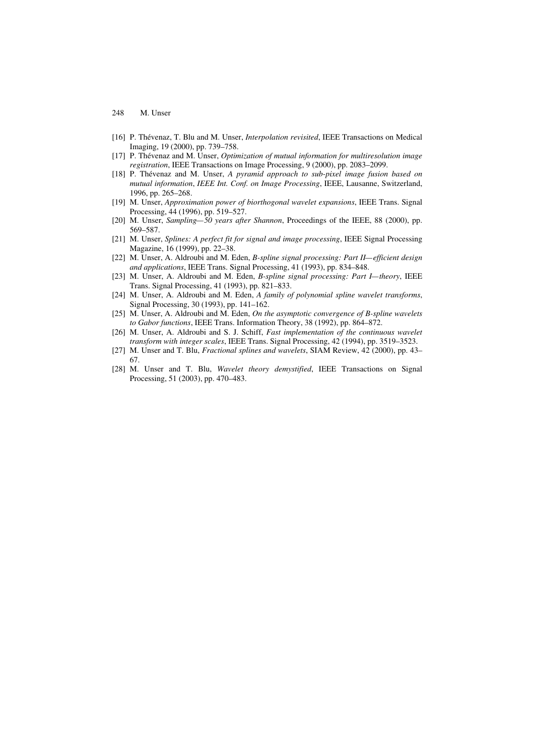[16] P. Thévenaz, T. Blu and M. Unser, *Interpolation revisited*, IEEE Transactions on Medical Imaging, 19 (2000), pp. 739–758.

[17] P. Thévenaz and M. Unser, *Optimization of mutual information for multiresolution image registration*, IEEE Transactions on Image Processing, 9 (2000), pp. 2083–2099.

[18] P. Thévenaz and M. Unser, *A pyramid approach to sub-pixel image fusion based on mutual information*, *IEEE Int. Conf. on Image Processing*, IEEE, Lausanne, Switzerland, 1996, pp. 265–268.

[19] M. Unser, *Approximation power of biorthogonal wavelet expansions*, IEEE Trans. Signal Processing, 44 (1996), pp. 519–527.

[20] M. Unser, *Sampling—50 years after Shannon*, Proceedings of the IEEE, 88 (2000), pp. 569–587.

[21] M. Unser, *Splines: A perfect fit for signal and image processing*, IEEE Signal Processing Magazine, 16 (1999), pp. 22–38.

[22] M. Unser, A. Aldroubi and M. Eden, *B-spline signal processing: Part II—efficient design and applications*, IEEE Trans. Signal Processing, 41 (1993), pp. 834–848.

[23] M. Unser, A. Aldroubi and M. Eden, *B-spline signal processing: Part I—theory*, IEEE Trans. Signal Processing, 41 (1993), pp. 821–833.

[24] M. Unser, A. Aldroubi and M. Eden, *A family of polynomial spline wavelet transforms*, Signal Processing, 30 (1993), pp. 141–162.

[25] M. Unser, A. Aldroubi and M. Eden, *On the asymptotic convergence of B-spline wavelets to Gabor functions*, IEEE Trans. Information Theory, 38 (1992), pp. 864–872.

[26] M. Unser, A. Aldroubi and S. J. Schiff, *Fast implementation of the continuous wavelet transform with integer scales*, IEEE Trans. Signal Processing, 42 (1994), pp. 3519–3523.

[27] M. Unser and T. Blu, *Fractional splines and wavelets*, SIAM Review, 42 (2000), pp. 43–67.

[28] M. Unser and T. Blu, *Wavelet theory demystified*, IEEE Transactions on Signal Processing, 51 (2003), pp. 470–483.